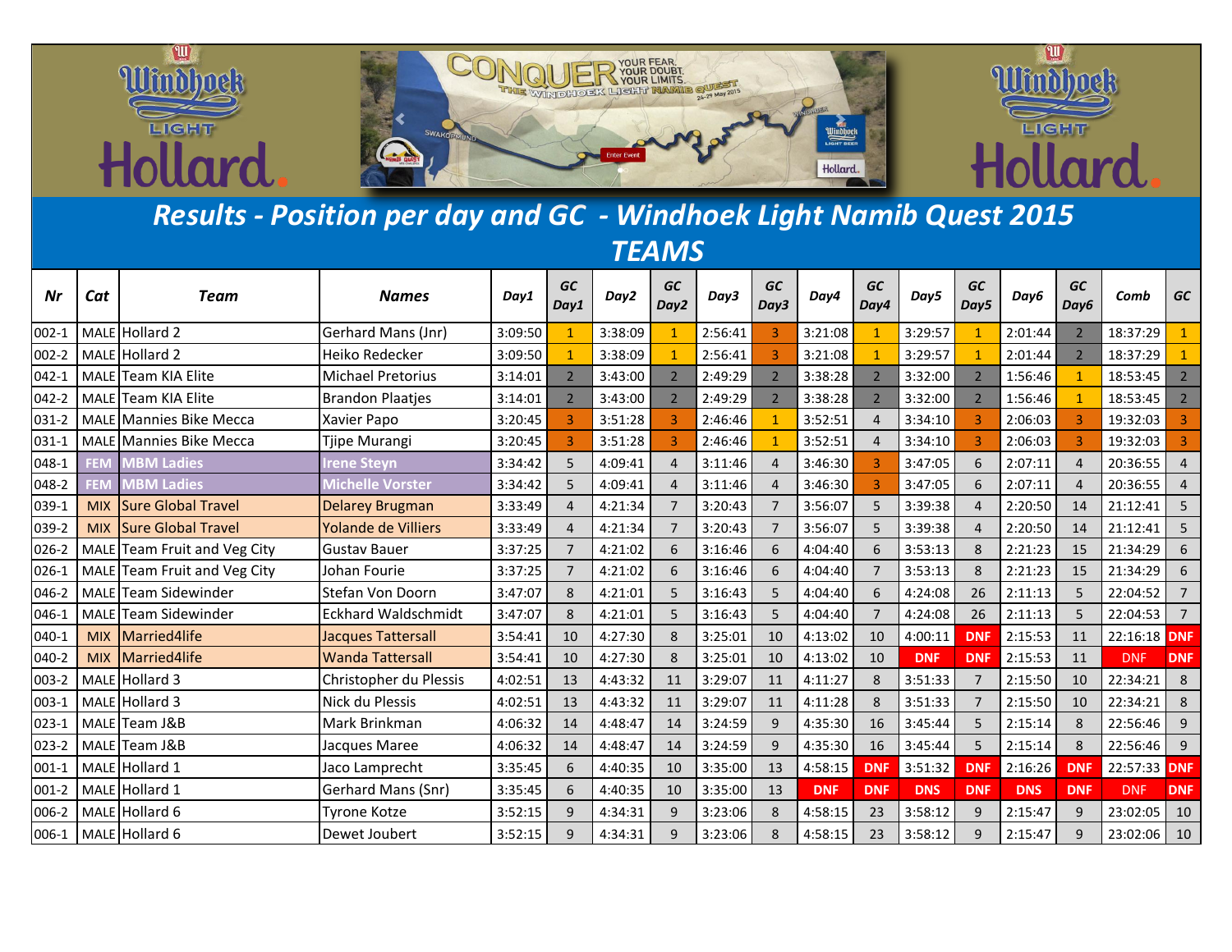# Results - Position per day and GC - Windhoek Light Namib Quest 2015

## TEAMS

| Nr | Cat | Team | Names | Day1 | GC Day1 | Day2 | GC Day2 | Day3 | GC Day3 | Day4 | GC Day4 | Day5 | GC Day5 | Day6 | GC Day6 | Comb | GC |
|---|---|---|---|---|---|---|---|---|---|---|---|---|---|---|---|---|---|
| 002-1 | MALE | Hollard 2 | Gerhard Mans (Jnr) | 3:09:50 | 1 | 3:38:09 | 1 | 2:56:41 | 3 | 3:21:08 | 1 | 3:29:57 | 1 | 2:01:44 | 2 | 18:37:29 | 1 |
| 002-2 | MALE | Hollard 2 | Heiko Redecker | 3:09:50 | 1 | 3:38:09 | 1 | 2:56:41 | 3 | 3:21:08 | 1 | 3:29:57 | 1 | 2:01:44 | 2 | 18:37:29 | 1 |
| 042-1 | MALE | Team KIA Elite | Michael Pretorius | 3:14:01 | 2 | 3:43:00 | 2 | 2:49:29 | 2 | 3:38:28 | 2 | 3:32:00 | 2 | 1:56:46 | 1 | 18:53:45 | 2 |
| 042-2 | MALE | Team KIA Elite | Brandon Plaatjes | 3:14:01 | 2 | 3:43:00 | 2 | 2:49:29 | 2 | 3:38:28 | 2 | 3:32:00 | 2 | 1:56:46 | 1 | 18:53:45 | 2 |
| 031-2 | MALE | Mannies Bike Mecca | Xavier Papo | 3:20:45 | 3 | 3:51:28 | 3 | 2:46:46 | 1 | 3:52:51 | 4 | 3:34:10 | 3 | 2:06:03 | 3 | 19:32:03 | 3 |
| 031-1 | MALE | Mannies Bike Mecca | Tjipe Murangi | 3:20:45 | 3 | 3:51:28 | 3 | 2:46:46 | 1 | 3:52:51 | 4 | 3:34:10 | 3 | 2:06:03 | 3 | 19:32:03 | 3 |
| 048-1 | FEM | MBM Ladies | Irene Steyn | 3:34:42 | 5 | 4:09:41 | 4 | 3:11:46 | 4 | 3:46:30 | 3 | 3:47:05 | 6 | 2:07:11 | 4 | 20:36:55 | 4 |
| 048-2 | FEM | MBM Ladies | Michelle Vorster | 3:34:42 | 5 | 4:09:41 | 4 | 3:11:46 | 4 | 3:46:30 | 3 | 3:47:05 | 6 | 2:07:11 | 4 | 20:36:55 | 4 |
| 039-1 | MIX | Sure Global Travel | Delarey Brugman | 3:33:49 | 4 | 4:21:34 | 7 | 3:20:43 | 7 | 3:56:07 | 5 | 3:39:38 | 4 | 2:20:50 | 14 | 21:12:41 | 5 |
| 039-2 | MIX | Sure Global Travel | Yolande de Villiers | 3:33:49 | 4 | 4:21:34 | 7 | 3:20:43 | 7 | 3:56:07 | 5 | 3:39:38 | 4 | 2:20:50 | 14 | 21:12:41 | 5 |
| 026-2 | MALE | Team Fruit and Veg City | Gustav Bauer | 3:37:25 | 7 | 4:21:02 | 6 | 3:16:46 | 6 | 4:04:40 | 6 | 3:53:13 | 8 | 2:21:23 | 15 | 21:34:29 | 6 |
| 026-1 | MALE | Team Fruit and Veg City | Johan Fourie | 3:37:25 | 7 | 4:21:02 | 6 | 3:16:46 | 6 | 4:04:40 | 7 | 3:53:13 | 8 | 2:21:23 | 15 | 21:34:29 | 6 |
| 046-2 | MALE | Team Sidewinder | Stefan Von Doorn | 3:47:07 | 8 | 4:21:01 | 5 | 3:16:43 | 5 | 4:04:40 | 6 | 4:24:08 | 26 | 2:11:13 | 5 | 22:04:52 | 7 |
| 046-1 | MALE | Team Sidewinder | Eckhard Waldschmidt | 3:47:07 | 8 | 4:21:01 | 5 | 3:16:43 | 5 | 4:04:40 | 7 | 4:24:08 | 26 | 2:11:13 | 5 | 22:04:53 | 7 |
| 040-1 | MIX | Married4life | Jacques Tattersall | 3:54:41 | 10 | 4:27:30 | 8 | 3:25:01 | 10 | 4:13:02 | 10 | 4:00:11 | DNF | 2:15:53 | 11 | 22:16:18 | DNF |
| 040-2 | MIX | Married4life | Wanda Tattersall | 3:54:41 | 10 | 4:27:30 | 8 | 3:25:01 | 10 | 4:13:02 | 10 | DNF | DNF | 2:15:53 | 11 | DNF | DNF |
| 003-2 | MALE | Hollard 3 | Christopher du Plessis | 4:02:51 | 13 | 4:43:32 | 11 | 3:29:07 | 11 | 4:11:27 | 8 | 3:51:33 | 7 | 2:15:50 | 10 | 22:34:21 | 8 |
| 003-1 | MALE | Hollard 3 | Nick du Plessis | 4:02:51 | 13 | 4:43:32 | 11 | 3:29:07 | 11 | 4:11:28 | 8 | 3:51:33 | 7 | 2:15:50 | 10 | 22:34:21 | 8 |
| 023-1 | MALE | Team J&B | Mark Brinkman | 4:06:32 | 14 | 4:48:47 | 14 | 3:24:59 | 9 | 4:35:30 | 16 | 3:45:44 | 5 | 2:15:14 | 8 | 22:56:46 | 9 |
| 023-2 | MALE | Team J&B | Jacques Maree | 4:06:32 | 14 | 4:48:47 | 14 | 3:24:59 | 9 | 4:35:30 | 16 | 3:45:44 | 5 | 2:15:14 | 8 | 22:56:46 | 9 |
| 001-1 | MALE | Hollard 1 | Jaco Lamprecht | 3:35:45 | 6 | 4:40:35 | 10 | 3:35:00 | 13 | 4:58:15 | DNF | 3:51:32 | DNF | 2:16:26 | DNF | 22:57:33 | DNF |
| 001-2 | MALE | Hollard 1 | Gerhard Mans (Snr) | 3:35:45 | 6 | 4:40:35 | 10 | 3:35:00 | 13 | DNF | DNF | DNS | DNF | DNS | DNF | DNF | DNF |
| 006-2 | MALE | Hollard 6 | Tyrone Kotze | 3:52:15 | 9 | 4:34:31 | 9 | 3:23:06 | 8 | 4:58:15 | 23 | 3:58:12 | 9 | 2:15:47 | 9 | 23:02:05 | 10 |
| 006-1 | MALE | Hollard 6 | Dewet Joubert | 3:52:15 | 9 | 4:34:31 | 9 | 3:23:06 | 8 | 4:58:15 | 23 | 3:58:12 | 9 | 2:15:47 | 9 | 23:02:06 | 10 |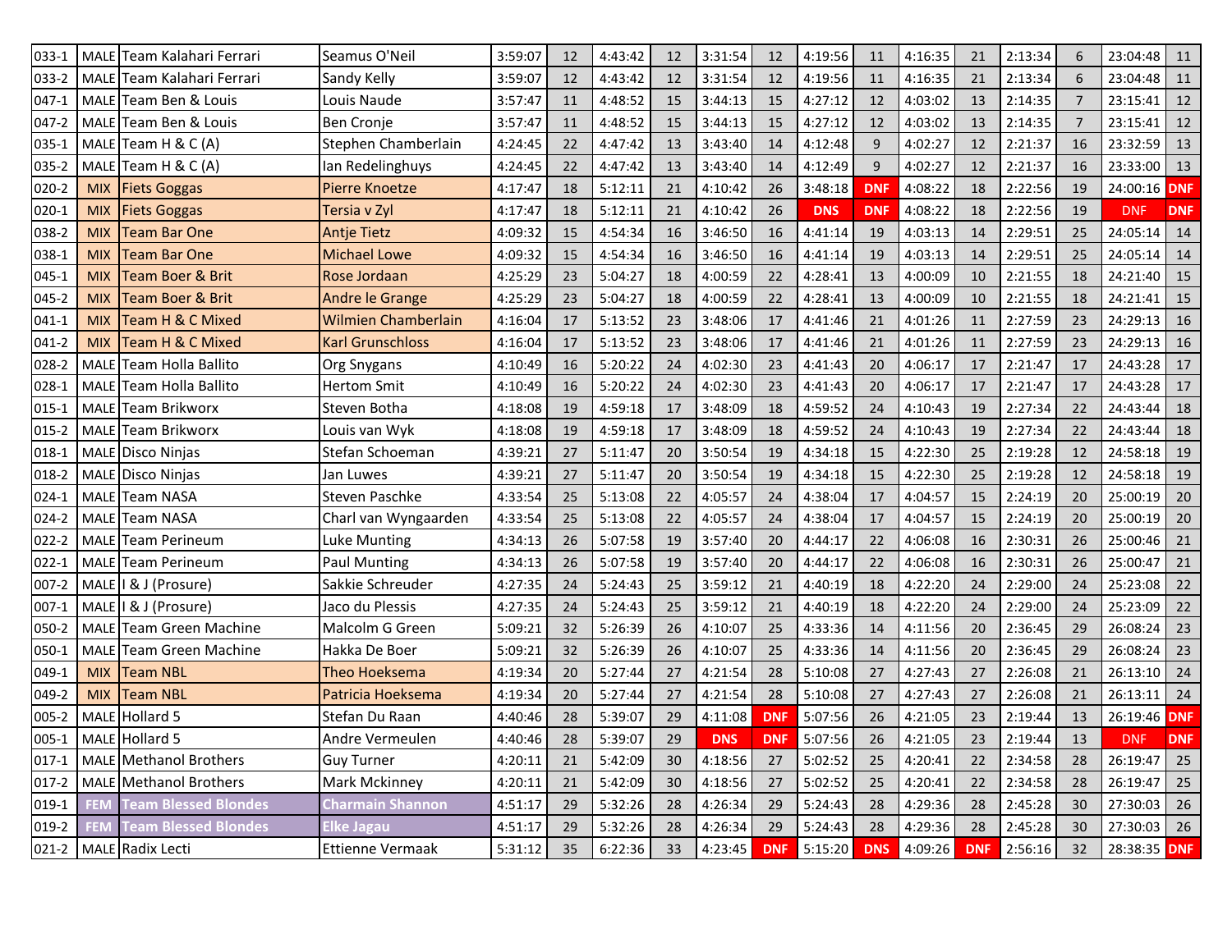| 033-1 | MALE | Team Kalahari Ferrari | Seamus O'Neil | 3:59:07 | 12 | 4:43:42 | 12 | 3:31:54 | 12 | 4:19:56 | 11 | 4:16:35 | 21 | 2:13:34 | 6 | 23:04:48 | 11 |
|---|---|---|---|---|---|---|---|---|---|---|---|---|---|---|---|---|---|
| 033-2 | MALE | Team Kalahari Ferrari | Sandy Kelly | 3:59:07 | 12 | 4:43:42 | 12 | 3:31:54 | 12 | 4:19:56 | 11 | 4:16:35 | 21 | 2:13:34 | 6 | 23:04:48 | 11 |
| 047-1 | MALE | Team Ben & Louis | Louis Naude | 3:57:47 | 11 | 4:48:52 | 15 | 3:44:13 | 15 | 4:27:12 | 12 | 4:03:02 | 13 | 2:14:35 | 7 | 23:15:41 | 12 |
| 047-2 | MALE | Team Ben & Louis | Ben Cronje | 3:57:47 | 11 | 4:48:52 | 15 | 3:44:13 | 15 | 4:27:12 | 12 | 4:03:02 | 13 | 2:14:35 | 7 | 23:15:41 | 12 |
| 035-1 | MALE | Team H & C (A) | Stephen Chamberlain | 4:24:45 | 22 | 4:47:42 | 13 | 3:43:40 | 14 | 4:12:48 | 9 | 4:02:27 | 12 | 2:21:37 | 16 | 23:32:59 | 13 |
| 035-2 | MALE | Team H & C (A) | Ian Redelinghuys | 4:24:45 | 22 | 4:47:42 | 13 | 3:43:40 | 14 | 4:12:49 | 9 | 4:02:27 | 12 | 2:21:37 | 16 | 23:33:00 | 13 |
| 020-2 | MIX | Fiets Goggas | Pierre Knoetze | 4:17:47 | 18 | 5:12:11 | 21 | 4:10:42 | 26 | 3:48:18 | DNF | 4:08:22 | 18 | 2:22:56 | 19 | 24:00:16 | DNF |
| 020-1 | MIX | Fiets Goggas | Tersia v Zyl | 4:17:47 | 18 | 5:12:11 | 21 | 4:10:42 | 26 | DNS | DNF | 4:08:22 | 18 | 2:22:56 | 19 | DNF | DNF |
| 038-2 | MIX | Team Bar One | Antje Tietz | 4:09:32 | 15 | 4:54:34 | 16 | 3:46:50 | 16 | 4:41:14 | 19 | 4:03:13 | 14 | 2:29:51 | 25 | 24:05:14 | 14 |
| 038-1 | MIX | Team Bar One | Michael Lowe | 4:09:32 | 15 | 4:54:34 | 16 | 3:46:50 | 16 | 4:41:14 | 19 | 4:03:13 | 14 | 2:29:51 | 25 | 24:05:14 | 14 |
| 045-1 | MIX | Team Boer & Brit | Rose Jordaan | 4:25:29 | 23 | 5:04:27 | 18 | 4:00:59 | 22 | 4:28:41 | 13 | 4:00:09 | 10 | 2:21:55 | 18 | 24:21:40 | 15 |
| 045-2 | MIX | Team Boer & Brit | Andre le Grange | 4:25:29 | 23 | 5:04:27 | 18 | 4:00:59 | 22 | 4:28:41 | 13 | 4:00:09 | 10 | 2:21:55 | 18 | 24:21:41 | 15 |
| 041-1 | MIX | Team H & C Mixed | Wilmien Chamberlain | 4:16:04 | 17 | 5:13:52 | 23 | 3:48:06 | 17 | 4:41:46 | 21 | 4:01:26 | 11 | 2:27:59 | 23 | 24:29:13 | 16 |
| 041-2 | MIX | Team H & C Mixed | Karl Grunschloss | 4:16:04 | 17 | 5:13:52 | 23 | 3:48:06 | 17 | 4:41:46 | 21 | 4:01:26 | 11 | 2:27:59 | 23 | 24:29:13 | 16 |
| 028-2 | MALE | Team Holla Ballito | Org Snygans | 4:10:49 | 16 | 5:20:22 | 24 | 4:02:30 | 23 | 4:41:43 | 20 | 4:06:17 | 17 | 2:21:47 | 17 | 24:43:28 | 17 |
| 028-1 | MALE | Team Holla Ballito | Hertom Smit | 4:10:49 | 16 | 5:20:22 | 24 | 4:02:30 | 23 | 4:41:43 | 20 | 4:06:17 | 17 | 2:21:47 | 17 | 24:43:28 | 17 |
| 015-1 | MALE | Team Brikworx | Steven Botha | 4:18:08 | 19 | 4:59:18 | 17 | 3:48:09 | 18 | 4:59:52 | 24 | 4:10:43 | 19 | 2:27:34 | 22 | 24:43:44 | 18 |
| 015-2 | MALE | Team Brikworx | Louis van Wyk | 4:18:08 | 19 | 4:59:18 | 17 | 3:48:09 | 18 | 4:59:52 | 24 | 4:10:43 | 19 | 2:27:34 | 22 | 24:43:44 | 18 |
| 018-1 | MALE | Disco Ninjas | Stefan Schoeman | 4:39:21 | 27 | 5:11:47 | 20 | 3:50:54 | 19 | 4:34:18 | 15 | 4:22:30 | 25 | 2:19:28 | 12 | 24:58:18 | 19 |
| 018-2 | MALE | Disco Ninjas | Jan Luwes | 4:39:21 | 27 | 5:11:47 | 20 | 3:50:54 | 19 | 4:34:18 | 15 | 4:22:30 | 25 | 2:19:28 | 12 | 24:58:18 | 19 |
| 024-1 | MALE | Team NASA | Steven Paschke | 4:33:54 | 25 | 5:13:08 | 22 | 4:05:57 | 24 | 4:38:04 | 17 | 4:04:57 | 15 | 2:24:19 | 20 | 25:00:19 | 20 |
| 024-2 | MALE | Team NASA | Charl van Wyngaarden | 4:33:54 | 25 | 5:13:08 | 22 | 4:05:57 | 24 | 4:38:04 | 17 | 4:04:57 | 15 | 2:24:19 | 20 | 25:00:19 | 20 |
| 022-2 | MALE | Team Perineum | Luke Munting | 4:34:13 | 26 | 5:07:58 | 19 | 3:57:40 | 20 | 4:44:17 | 22 | 4:06:08 | 16 | 2:30:31 | 26 | 25:00:46 | 21 |
| 022-1 | MALE | Team Perineum | Paul Munting | 4:34:13 | 26 | 5:07:58 | 19 | 3:57:40 | 20 | 4:44:17 | 22 | 4:06:08 | 16 | 2:30:31 | 26 | 25:00:47 | 21 |
| 007-2 | MALE | I & J (Prosure) | Sakkie Schreuder | 4:27:35 | 24 | 5:24:43 | 25 | 3:59:12 | 21 | 4:40:19 | 18 | 4:22:20 | 24 | 2:29:00 | 24 | 25:23:08 | 22 |
| 007-1 | MALE | I & J (Prosure) | Jaco du Plessis | 4:27:35 | 24 | 5:24:43 | 25 | 3:59:12 | 21 | 4:40:19 | 18 | 4:22:20 | 24 | 2:29:00 | 24 | 25:23:09 | 22 |
| 050-2 | MALE | Team Green Machine | Malcolm G Green | 5:09:21 | 32 | 5:26:39 | 26 | 4:10:07 | 25 | 4:33:36 | 14 | 4:11:56 | 20 | 2:36:45 | 29 | 26:08:24 | 23 |
| 050-1 | MALE | Team Green Machine | Hakka De Boer | 5:09:21 | 32 | 5:26:39 | 26 | 4:10:07 | 25 | 4:33:36 | 14 | 4:11:56 | 20 | 2:36:45 | 29 | 26:08:24 | 23 |
| 049-1 | MIX | Team NBL | Theo Hoeksema | 4:19:34 | 20 | 5:27:44 | 27 | 4:21:54 | 28 | 5:10:08 | 27 | 4:27:43 | 27 | 2:26:08 | 21 | 26:13:10 | 24 |
| 049-2 | MIX | Team NBL | Patricia Hoeksema | 4:19:34 | 20 | 5:27:44 | 27 | 4:21:54 | 28 | 5:10:08 | 27 | 4:27:43 | 27 | 2:26:08 | 21 | 26:13:11 | 24 |
| 005-2 | MALE | Hollard 5 | Stefan Du Raan | 4:40:46 | 28 | 5:39:07 | 29 | 4:11:08 | DNF | 5:07:56 | 26 | 4:21:05 | 23 | 2:19:44 | 13 | 26:19:46 | DNF |
| 005-1 | MALE | Hollard 5 | Andre Vermeulen | 4:40:46 | 28 | 5:39:07 | 29 | DNS | DNF | 5:07:56 | 26 | 4:21:05 | 23 | 2:19:44 | 13 | DNF | DNF |
| 017-1 | MALE | Methanol Brothers | Guy Turner | 4:20:11 | 21 | 5:42:09 | 30 | 4:18:56 | 27 | 5:02:52 | 25 | 4:20:41 | 22 | 2:34:58 | 28 | 26:19:47 | 25 |
| 017-2 | MALE | Methanol Brothers | Mark Mckinney | 4:20:11 | 21 | 5:42:09 | 30 | 4:18:56 | 27 | 5:02:52 | 25 | 4:20:41 | 22 | 2:34:58 | 28 | 26:19:47 | 25 |
| 019-1 | FEM | Team Blessed Blondes | Charmain Shannon | 4:51:17 | 29 | 5:32:26 | 28 | 4:26:34 | 29 | 5:24:43 | 28 | 4:29:36 | 28 | 2:45:28 | 30 | 27:30:03 | 26 |
| 019-2 | FEM | Team Blessed Blondes | Elke Jagau | 4:51:17 | 29 | 5:32:26 | 28 | 4:26:34 | 29 | 5:24:43 | 28 | 4:29:36 | 28 | 2:45:28 | 30 | 27:30:03 | 26 |
| 021-2 | MALE | Radix Lecti | Ettienne Vermaak | 5:31:12 | 35 | 6:22:36 | 33 | 4:23:45 | DNF | 5:15:20 | DNS | 4:09:26 | DNF | 2:56:16 | 32 | 28:38:35 | DNF |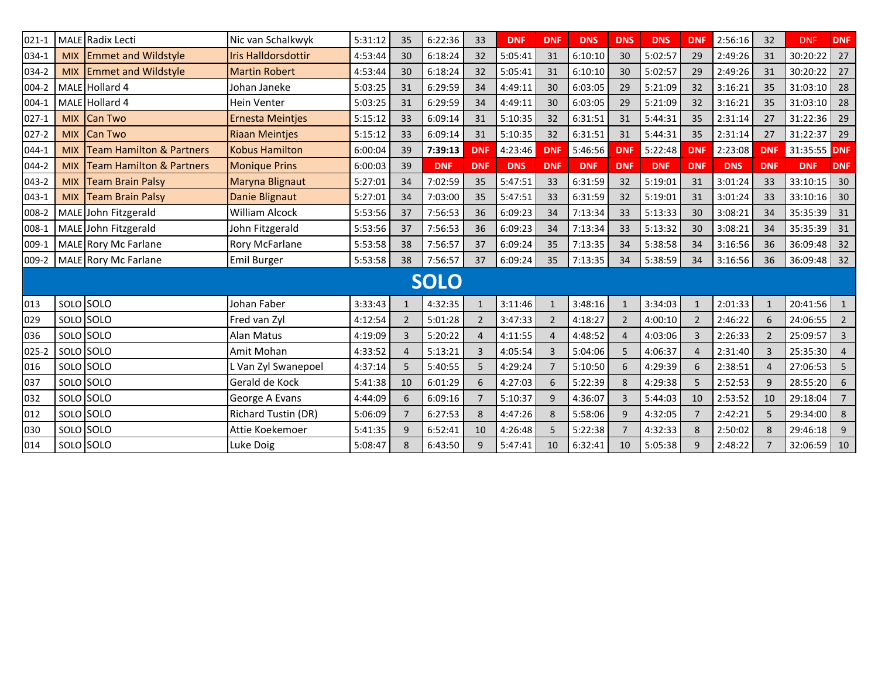| | | | | | | | | | | | | | | | | | | |
|---|---|---|---|---|---|---|---|---|---|---|---|---|---|---|---|---|---|---|
| 021-1 | MALE | Radix Lecti | Nic van Schalkwyk | 5:31:12 | 35 | 6:22:36 | 33 | DNF | DNF | DNS | DNS | DNS | DNF | 2:56:16 | 32 | DNF | DNF |
| 034-1 | MIX | Emmet and Wildstyle | Iris Halldorsdottir | 4:53:44 | 30 | 6:18:24 | 32 | 5:05:41 | 31 | 6:10:10 | 30 | 5:02:57 | 29 | 2:49:26 | 31 | 30:20:22 | 27 |
| 034-2 | MIX | Emmet and Wildstyle | Martin Robert | 4:53:44 | 30 | 6:18:24 | 32 | 5:05:41 | 31 | 6:10:10 | 30 | 5:02:57 | 29 | 2:49:26 | 31 | 30:20:22 | 27 |
| 004-2 | MALE | Hollard 4 | Johan Janeke | 5:03:25 | 31 | 6:29:59 | 34 | 4:49:11 | 30 | 6:03:05 | 29 | 5:21:09 | 32 | 3:16:21 | 35 | 31:03:10 | 28 |
| 004-1 | MALE | Hollard 4 | Hein Venter | 5:03:25 | 31 | 6:29:59 | 34 | 4:49:11 | 30 | 6:03:05 | 29 | 5:21:09 | 32 | 3:16:21 | 35 | 31:03:10 | 28 |
| 027-1 | MIX | Can Two | Ernesta Meintjes | 5:15:12 | 33 | 6:09:14 | 31 | 5:10:35 | 32 | 6:31:51 | 31 | 5:44:31 | 35 | 2:31:14 | 27 | 31:22:36 | 29 |
| 027-2 | MIX | Can Two | Riaan Meintjes | 5:15:12 | 33 | 6:09:14 | 31 | 5:10:35 | 32 | 6:31:51 | 31 | 5:44:31 | 35 | 2:31:14 | 27 | 31:22:37 | 29 |
| 044-1 | MIX | Team Hamilton & Partners | Kobus Hamilton | 6:00:04 | 39 | **7:39:13** | DNF | 4:23:46 | DNF | 5:46:56 | DNF | 5:22:48 | DNF | 2:23:08 | DNF | 31:35:55 | DNF |
| 044-2 | MIX | Team Hamilton & Partners | Monique Prins | 6:00:03 | 39 | DNF | DNF | DNS | DNF | DNF | DNF | DNF | DNF | DNS | DNF | DNF | DNF |
| 043-2 | MIX | Team Brain Palsy | Maryna Blignaut | 5:27:01 | 34 | 7:02:59 | 35 | 5:47:51 | 33 | 6:31:59 | 32 | 5:19:01 | 31 | 3:01:24 | 33 | 33:10:15 | 30 |
| 043-1 | MIX | Team Brain Palsy | Danie Blignaut | 5:27:01 | 34 | 7:03:00 | 35 | 5:47:51 | 33 | 6:31:59 | 32 | 5:19:01 | 31 | 3:01:24 | 33 | 33:10:16 | 30 |
| 008-2 | MALE | John Fitzgerald | William Alcock | 5:53:56 | 37 | 7:56:53 | 36 | 6:09:23 | 34 | 7:13:34 | 33 | 5:13:33 | 30 | 3:08:21 | 34 | 35:35:39 | 31 |
| 008-1 | MALE | John Fitzgerald | John Fitzgerald | 5:53:56 | 37 | 7:56:53 | 36 | 6:09:23 | 34 | 7:13:34 | 33 | 5:13:32 | 30 | 3:08:21 | 34 | 35:35:39 | 31 |
| 009-1 | MALE | Rory Mc Farlane | Rory McFarlane | 5:53:58 | 38 | 7:56:57 | 37 | 6:09:24 | 35 | 7:13:35 | 34 | 5:38:58 | 34 | 3:16:56 | 36 | 36:09:48 | 32 |
| 009-2 | MALE | Rory Mc Farlane | Emil Burger | 5:53:58 | 38 | 7:56:57 | 37 | 6:09:24 | 35 | 7:13:35 | 34 | 5:38:59 | 34 | 3:16:56 | 36 | 36:09:48 | 32 |
| **SOLO** | | | | | | | | | | | | | | | | | |
| 013 | SOLO | SOLO | Johan Faber | 3:33:43 | 1 | 4:32:35 | 1 | 3:11:46 | 1 | 3:48:16 | 1 | 3:34:03 | 1 | 2:01:33 | 1 | 20:41:56 | 1 |
| 029 | SOLO | SOLO | Fred van Zyl | 4:12:54 | 2 | 5:01:28 | 2 | 3:47:33 | 2 | 4:18:27 | 2 | 4:00:10 | 2 | 2:46:22 | 6 | 24:06:55 | 2 |
| 036 | SOLO | SOLO | Alan Matus | 4:19:09 | 3 | 5:20:22 | 4 | 4:11:55 | 4 | 4:48:52 | 4 | 4:03:06 | 3 | 2:26:33 | 2 | 25:09:57 | 3 |
| 025-2 | SOLO | SOLO | Amit Mohan | 4:33:52 | 4 | 5:13:21 | 3 | 4:05:54 | 3 | 5:04:06 | 5 | 4:06:37 | 4 | 2:31:40 | 3 | 25:35:30 | 4 |
| 016 | SOLO | SOLO | L Van Zyl Swanepoel | 4:37:14 | 5 | 5:40:55 | 5 | 4:29:24 | 7 | 5:10:50 | 6 | 4:29:39 | 6 | 2:38:51 | 4 | 27:06:53 | 5 |
| 037 | SOLO | SOLO | Gerald de Kock | 5:41:38 | 10 | 6:01:29 | 6 | 4:27:03 | 6 | 5:22:39 | 8 | 4:29:38 | 5 | 2:52:53 | 9 | 28:55:20 | 6 |
| 032 | SOLO | SOLO | George A Evans | 4:44:09 | 6 | 6:09:16 | 7 | 5:10:37 | 9 | 4:36:07 | 3 | 5:44:03 | 10 | 2:53:52 | 10 | 29:18:04 | 7 |
| 012 | SOLO | SOLO | Richard Tustin (DR) | 5:06:09 | 7 | 6:27:53 | 8 | 4:47:26 | 8 | 5:58:06 | 9 | 4:32:05 | 7 | 2:42:21 | 5 | 29:34:00 | 8 |
| 030 | SOLO | SOLO | Attie Koekemoer | 5:41:35 | 9 | 6:52:41 | 10 | 4:26:48 | 5 | 5:22:38 | 7 | 4:32:33 | 8 | 2:50:02 | 8 | 29:46:18 | 9 |
| 014 | SOLO | SOLO | Luke Doig | 5:08:47 | 8 | 6:43:50 | 9 | 5:47:41 | 10 | 6:32:41 | 10 | 5:05:38 | 9 | 2:48:22 | 7 | 32:06:59 | 10 |